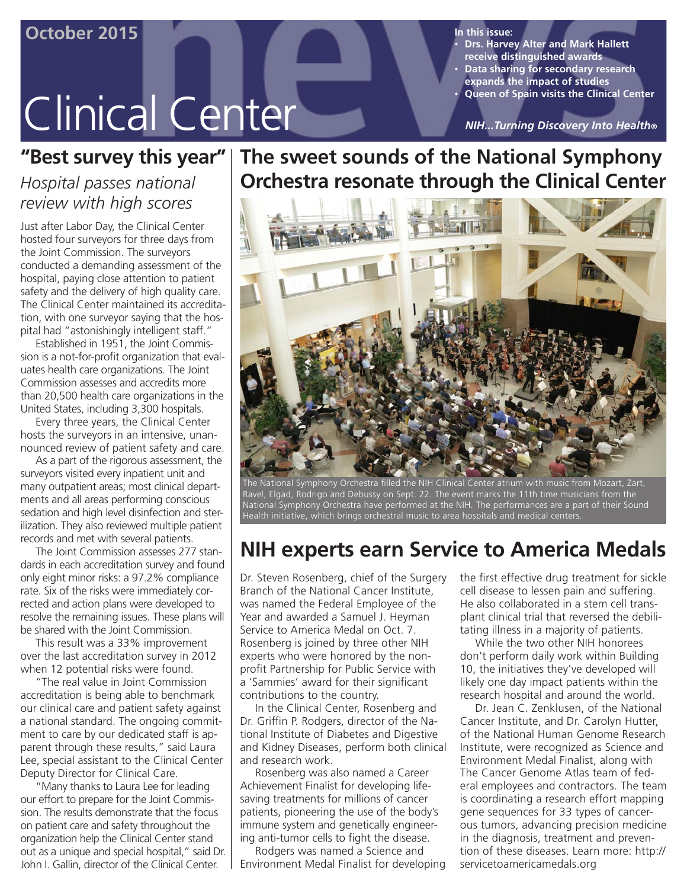October 2015

# Clinical Center news

**In this issue:**
- **Drs. Harvey Alter and Mark Hallett receive distinguished awards**
- **Data sharing for secondary research expands the impact of studies**
- **Queen of Spain visits the Clinical Center**

***NIH...Turning Discovery Into Health®***

## "Best survey this year"

### *Hospital passes national review with high scores*

Just after Labor Day, the Clinical Center hosted four surveyors for three days from the Joint Commission. The surveyors conducted a demanding assessment of the hospital, paying close attention to patient safety and the delivery of high quality care. The Clinical Center maintained its accreditation, with one surveyor saying that the hospital had "astonishingly intelligent staff."

Established in 1951, the Joint Commission is a not-for-profit organization that evaluates health care organizations. The Joint Commission assesses and accredits more than 20,500 health care organizations in the United States, including 3,300 hospitals.

Every three years, the Clinical Center hosts the surveyors in an intensive, unannounced review of patient safety and care.

As a part of the rigorous assessment, the surveyors visited every inpatient unit and many outpatient areas; most clinical departments and all areas performing conscious sedation and high level disinfection and sterilization. They also reviewed multiple patient records and met with several patients.

The Joint Commission assesses 277 standards in each accreditation survey and found only eight minor risks: a 97.2% compliance rate. Six of the risks were immediately corrected and action plans were developed to resolve the remaining issues. These plans will be shared with the Joint Commission.

This result was a 33% improvement over the last accreditation survey in 2012 when 12 potential risks were found.

"The real value in Joint Commission accreditation is being able to benchmark our clinical care and patient safety against a national standard. The ongoing commitment to care by our dedicated staff is apparent through these results," said Laura Lee, special assistant to the Clinical Center Deputy Director for Clinical Care.

"Many thanks to Laura Lee for leading our effort to prepare for the Joint Commission. The results demonstrate that the focus on patient care and safety throughout the organization help the Clinical Center stand out as a unique and special hospital," said Dr. John I. Gallin, director of the Clinical Center.

## The sweet sounds of the National Symphony Orchestra resonate through the Clinical Center

The National Symphony Orchestra filled the NIH Clinical Center atrium with music from Mozart, Zart, Ravel, Elgad, Rodrigo and Debussy on Sept. 22. The event marks the 11th time musicians from the National Symphony Orchestra have performed at the NIH. The performances are a part of their Sound Health initiative, which brings orchestral music to area hospitals and medical centers.

## NIH experts earn Service to America Medals

Dr. Steven Rosenberg, chief of the Surgery Branch of the National Cancer Institute, was named the Federal Employee of the Year and awarded a Samuel J. Heyman Service to America Medal on Oct. 7. Rosenberg is joined by three other NIH experts who were honored by the nonprofit Partnership for Public Service with a 'Sammies' award for their significant contributions to the country.

In the Clinical Center, Rosenberg and Dr. Griffin P. Rodgers, director of the National Institute of Diabetes and Digestive and Kidney Diseases, perform both clinical and research work.

Rosenberg was also named a Career Achievement Finalist for developing lifesaving treatments for millions of cancer patients, pioneering the use of the body's immune system and genetically engineering anti-tumor cells to fight the disease.

Rodgers was named a Science and Environment Medal Finalist for developing the first effective drug treatment for sickle cell disease to lessen pain and suffering. He also collaborated in a stem cell transplant clinical trial that reversed the debilitating illness in a majority of patients.

While the two other NIH honorees don't perform daily work within Building 10, the initiatives they've developed will likely one day impact patients within the research hospital and around the world.

Dr. Jean C. Zenklusen, of the National Cancer Institute, and Dr. Carolyn Hutter, of the National Human Genome Research Institute, were recognized as Science and Environment Medal Finalist, along with The Cancer Genome Atlas team of federal employees and contractors. The team is coordinating a research effort mapping gene sequences for 33 types of cancerous tumors, advancing precision medicine in the diagnosis, treatment and prevention of these diseases. Learn more: http://servicetoamericamedals.org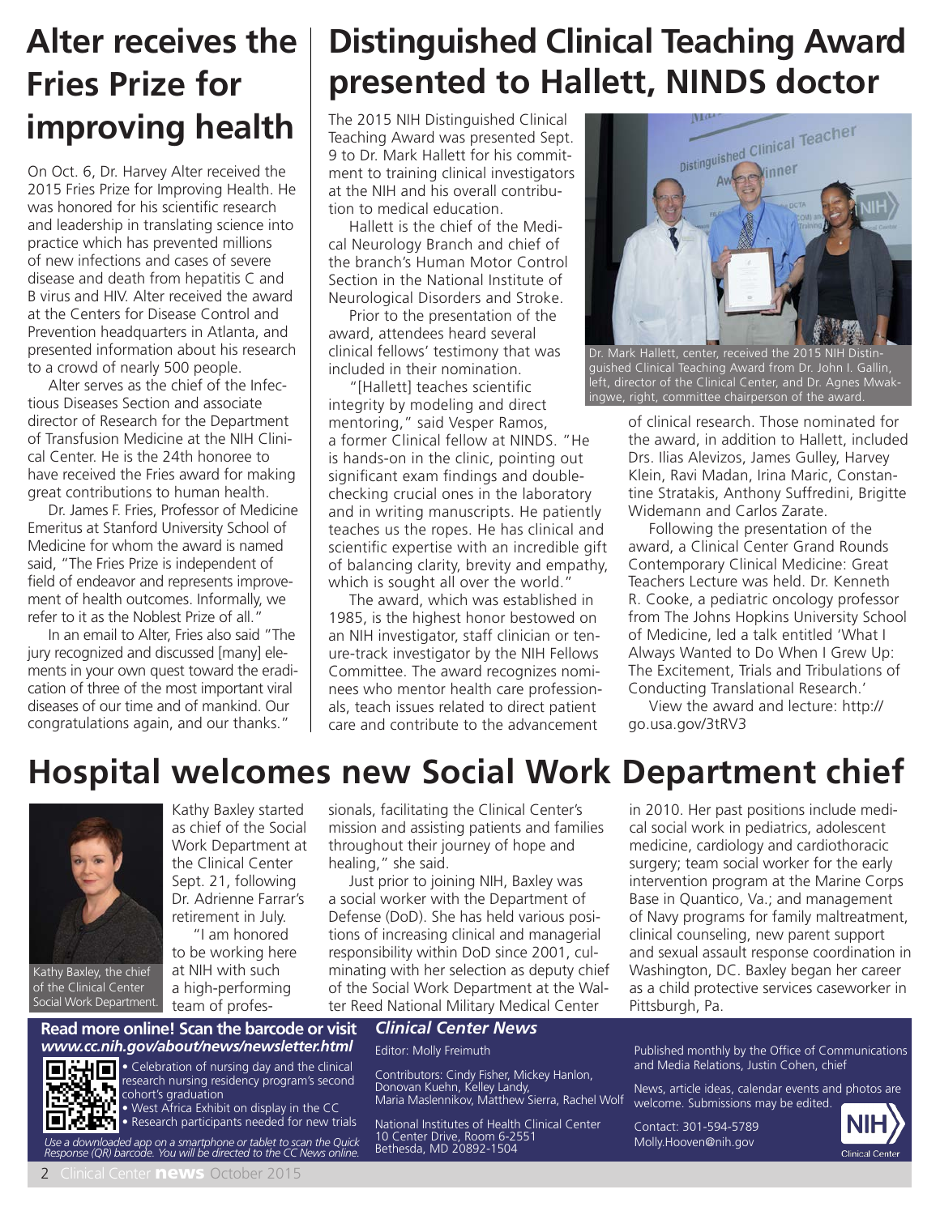# Alter receives the Fries Prize for improving health

On Oct. 6, Dr. Harvey Alter received the 2015 Fries Prize for Improving Health. He was honored for his scientific research and leadership in translating science into practice which has prevented millions of new infections and cases of severe disease and death from hepatitis C and B virus and HIV. Alter received the award at the Centers for Disease Control and Prevention headquarters in Atlanta, and presented information about his research to a crowd of nearly 500 people.

Alter serves as the chief of the Infectious Diseases Section and associate director of Research for the Department of Transfusion Medicine at the NIH Clinical Center. He is the 24th honoree to have received the Fries award for making great contributions to human health.

Dr. James F. Fries, Professor of Medicine Emeritus at Stanford University School of Medicine for whom the award is named said, "The Fries Prize is independent of field of endeavor and represents improvement of health outcomes. Informally, we refer to it as the Noblest Prize of all."

In an email to Alter, Fries also said "The jury recognized and discussed [many] elements in your own quest toward the eradication of three of the most important viral diseases of our time and of mankind. Our congratulations again, and our thanks."

# Distinguished Clinical Teaching Award presented to Hallett, NINDS doctor

The 2015 NIH Distinguished Clinical Teaching Award was presented Sept. 9 to Dr. Mark Hallett for his commitment to training clinical investigators at the NIH and his overall contribution to medical education.

Hallett is the chief of the Medical Neurology Branch and chief of the branch's Human Motor Control Section in the National Institute of Neurological Disorders and Stroke.

Prior to the presentation of the award, attendees heard several clinical fellows' testimony that was included in their nomination.

"[Hallett] teaches scientific integrity by modeling and direct mentoring," said Vesper Ramos, a former Clinical fellow at NINDS. "He is hands-on in the clinic, pointing out significant exam findings and double-checking crucial ones in the laboratory and in writing manuscripts. He patiently teaches us the ropes. He has clinical and scientific expertise with an incredible gift of balancing clarity, brevity and empathy, which is sought all over the world."

The award, which was established in 1985, is the highest honor bestowed on an NIH investigator, staff clinician or tenure-track investigator by the NIH Fellows Committee. The award recognizes nominees who mentor health care professionals, teach issues related to direct patient care and contribute to the advancement of clinical research. Those nominated for the award, in addition to Hallett, included Drs. Ilias Alevizos, James Gulley, Harvey Klein, Ravi Madan, Irina Maric, Constantine Stratakis, Anthony Suffredini, Brigitte Widemann and Carlos Zarate.

Dr. Mark Hallett, center, received the 2015 NIH Distinguished Clinical Teaching Award from Dr. John I. Gallin, left, director of the Clinical Center, and Dr. Agnes Mwakingwe, right, committee chairperson of the award.

Following the presentation of the award, a Clinical Center Grand Rounds Contemporary Clinical Medicine: Great Teachers Lecture was held. Dr. Kenneth R. Cooke, a pediatric oncology professor from The Johns Hopkins University School of Medicine, led a talk entitled 'What I Always Wanted to Do When I Grew Up: The Excitement, Trials and Tribulations of Conducting Translational Research.'

View the award and lecture: http://go.usa.gov/3tRV3

# Hospital welcomes new Social Work Department chief

Kathy Baxley, the chief of the Clinical Center Social Work Department.

Kathy Baxley started as chief of the Social Work Department at the Clinical Center Sept. 21, following Dr. Adrienne Farrar's retirement in July.

"I am honored to be working here at NIH with such a high-performing team of professionals, facilitating the Clinical Center's mission and assisting patients and families throughout their journey of hope and healing," she said.

Just prior to joining NIH, Baxley was a social worker with the Department of Defense (DoD). She has held various positions of increasing clinical and managerial responsibility within DoD since 2001, culminating with her selection as deputy chief of the Social Work Department at the Walter Reed National Military Medical Center in 2010. Her past positions include medical social work in pediatrics, adolescent medicine, cardiology and cardiothoracic surgery; team social worker for the early intervention program at the Marine Corps Base in Quantico, Va.; and management of Navy programs for family maltreatment, clinical counseling, new parent support and sexual assault response coordination in Washington, DC. Baxley began her career as a child protective services caseworker in Pittsburgh, Pa.

**Read more online! Scan the barcode or visit *www.cc.nih.gov/about/news/newsletter.html***

- Celebration of nursing day and the clinical research nursing residency program's second cohort's graduation
- West Africa Exhibit on display in the CC
- Research participants needed for new trials

*Use a downloaded app on a smartphone or tablet to scan the Quick Response (QR) barcode. You will be directed to the CC News online.*

***Clinical Center News***

Editor: Molly Freimuth

Contributors: Cindy Fisher, Mickey Hanlon, Donovan Kuehn, Kelley Landy, Maria Maslennikov, Matthew Sierra, Rachel Wolf

National Institutes of Health Clinical Center
10 Center Drive, Room 6-2551
Bethesda, MD 20892-1504

Published monthly by the Office of Communications and Media Relations, Justin Cohen, chief

News, article ideas, calendar events and photos are welcome. Submissions may be edited.

Contact: 301-594-5789
Molly.Hooven@nih.gov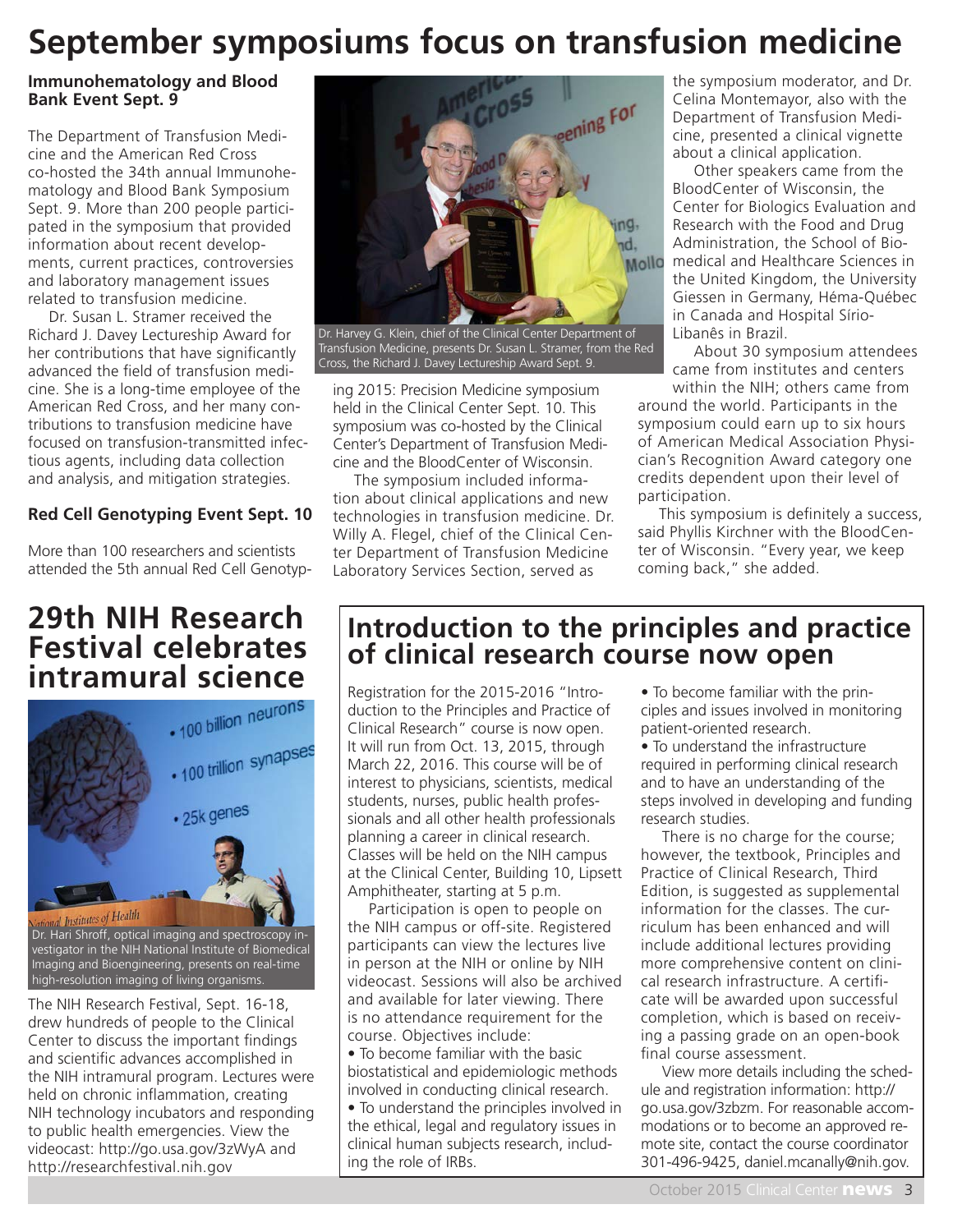# September symposiums focus on transfusion medicine

### Immunohematology and Blood Bank Event Sept. 9

The Department of Transfusion Medicine and the American Red Cross co-hosted the 34th annual Immunohematology and Blood Bank Symposium Sept. 9. More than 200 people participated in the symposium that provided information about recent developments, current practices, controversies and laboratory management issues related to transfusion medicine.

Dr. Susan L. Stramer received the Richard J. Davey Lectureship Award for her contributions that have significantly advanced the field of transfusion medicine. She is a long-time employee of the American Red Cross, and her many contributions to transfusion medicine have focused on transfusion-transmitted infectious agents, including data collection and analysis, and mitigation strategies.

Dr. Harvey G. Klein, chief of the Clinical Center Department of Transfusion Medicine, presents Dr. Susan L. Stramer, from the Red Cross, the Richard J. Davey Lectureship Award Sept. 9.

### Red Cell Genotyping Event Sept. 10

More than 100 researchers and scientists attended the 5th annual Red Cell Genotyping 2015: Precision Medicine symposium held in the Clinical Center Sept. 10. This symposium was co-hosted by the Clinical Center's Department of Transfusion Medicine and the BloodCenter of Wisconsin.

The symposium included information about clinical applications and new technologies in transfusion medicine. Dr. Willy A. Flegel, chief of the Clinical Center Department of Transfusion Medicine Laboratory Services Section, served as the symposium moderator, and Dr. Celina Montemayor, also with the Department of Transfusion Medicine, presented a clinical vignette about a clinical application.

Other speakers came from the BloodCenter of Wisconsin, the Center for Biologics Evaluation and Research with the Food and Drug Administration, the School of Biomedical and Healthcare Sciences in the United Kingdom, the University Giessen in Germany, Héma-Québec in Canada and Hospital Sírio-Libanês in Brazil.

About 30 symposium attendees came from institutes and centers within the NIH; others came from around the world. Participants in the symposium could earn up to six hours of American Medical Association Physician's Recognition Award category one credits dependent upon their level of participation.

This symposium is definitely a success, said Phyllis Kirchner with the BloodCenter of Wisconsin. "Every year, we keep coming back," she added.

# 29th NIH Research Festival celebrates intramural science

Dr. Hari Shroff, optical imaging and spectroscopy investigator in the NIH National Institute of Biomedical Imaging and Bioengineering, presents on real-time high-resolution imaging of living organisms.

The NIH Research Festival, Sept. 16-18, drew hundreds of people to the Clinical Center to discuss the important findings and scientific advances accomplished in the NIH intramural program. Lectures were held on chronic inflammation, creating NIH technology incubators and responding to public health emergencies. View the videocast: http://go.usa.gov/3zWyA and http://researchfestival.nih.gov

# Introduction to the principles and practice of clinical research course now open

Registration for the 2015-2016 "Introduction to the Principles and Practice of Clinical Research" course is now open. It will run from Oct. 13, 2015, through March 22, 2016. This course will be of interest to physicians, scientists, medical students, nurses, public health professionals and all other health professionals planning a career in clinical research. Classes will be held on the NIH campus at the Clinical Center, Building 10, Lipsett Amphitheater, starting at 5 p.m.

Participation is open to people on the NIH campus or off-site. Registered participants can view the lectures live in person at the NIH or online by NIH videocast. Sessions will also be archived and available for later viewing. There is no attendance requirement for the course. Objectives include:

- To become familiar with the basic biostatistical and epidemiologic methods involved in conducting clinical research.
- To understand the principles involved in the ethical, legal and regulatory issues in clinical human subjects research, including the role of IRBs.
- To become familiar with the principles and issues involved in monitoring patient-oriented research.
- To understand the infrastructure required in performing clinical research and to have an understanding of the steps involved in developing and funding research studies.

There is no charge for the course; however, the textbook, Principles and Practice of Clinical Research, Third Edition, is suggested as supplemental information for the classes. The curriculum has been enhanced and will include additional lectures providing more comprehensive content on clinical research infrastructure. A certificate will be awarded upon successful completion, which is based on receiving a passing grade on an open-book final course assessment.

View more details including the schedule and registration information: http://go.usa.gov/3zbzm. For reasonable accommodations or to become an approved remote site, contact the course coordinator 301-496-9425, daniel.mcanally@nih.gov.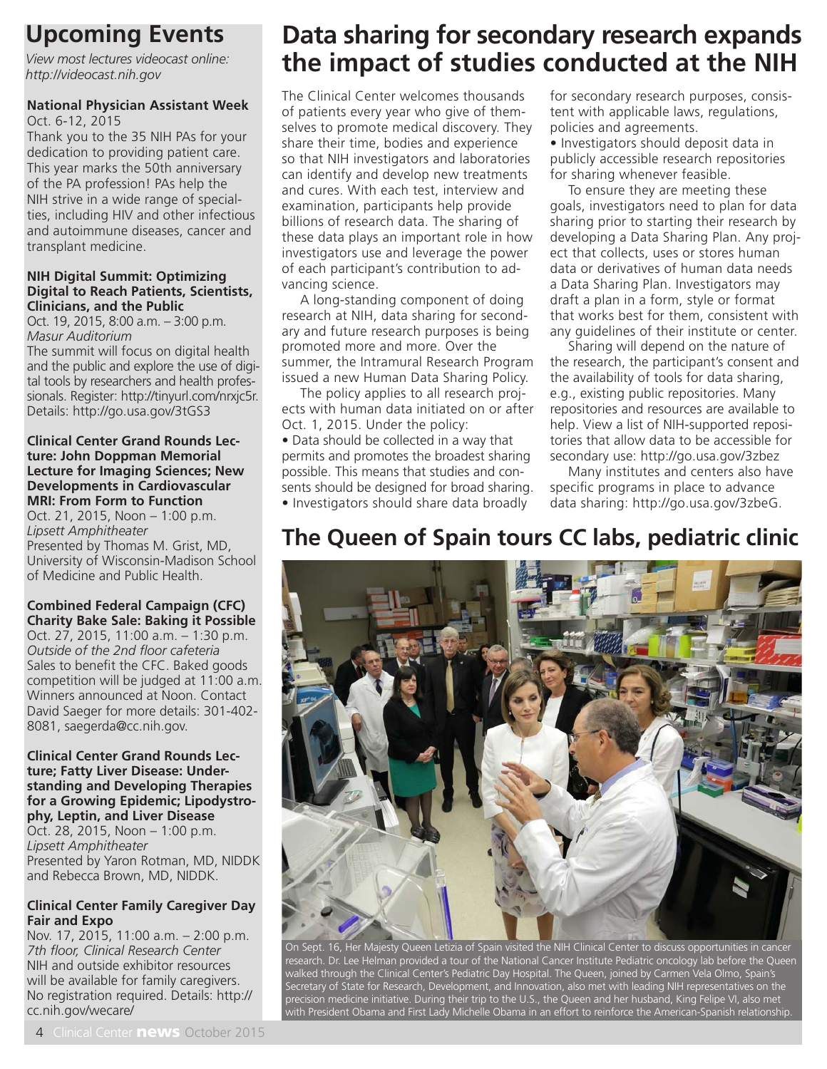## Upcoming Events

*View most lectures videocast online: http://videocast.nih.gov*

**National Physician Assistant Week**
Oct. 6-12, 2015
Thank you to the 35 NIH PAs for your dedication to providing patient care. This year marks the 50th anniversary of the PA profession! PAs help the NIH strive in a wide range of specialties, including HIV and other infectious and autoimmune diseases, cancer and transplant medicine.

**NIH Digital Summit: Optimizing Digital to Reach Patients, Scientists, Clinicians, and the Public**
Oct. 19, 2015, 8:00 a.m. – 3:00 p.m.
*Masur Auditorium*
The summit will focus on digital health and the public and explore the use of digital tools by researchers and health professionals. Register: http://tinyurl.com/nrxjc5r. Details: http://go.usa.gov/3tGS3

**Clinical Center Grand Rounds Lecture: John Doppman Memorial Lecture for Imaging Sciences; New Developments in Cardiovascular MRI: From Form to Function**
Oct. 21, 2015, Noon – 1:00 p.m.
*Lipsett Amphitheater*
Presented by Thomas M. Grist, MD, University of Wisconsin-Madison School of Medicine and Public Health.

**Combined Federal Campaign (CFC) Charity Bake Sale: Baking it Possible**
Oct. 27, 2015, 11:00 a.m. – 1:30 p.m.
*Outside of the 2nd floor cafeteria*
Sales to benefit the CFC. Baked goods competition will be judged at 11:00 a.m. Winners announced at Noon. Contact David Saeger for more details: 301-402-8081, saegerda@cc.nih.gov.

**Clinical Center Grand Rounds Lecture; Fatty Liver Disease: Understanding and Developing Therapies for a Growing Epidemic; Lipodystrophy, Leptin, and Liver Disease**
Oct. 28, 2015, Noon – 1:00 p.m.
*Lipsett Amphitheater*
Presented by Yaron Rotman, MD, NIDDK and Rebecca Brown, MD, NIDDK.

**Clinical Center Family Caregiver Day Fair and Expo**
Nov. 17, 2015, 11:00 a.m. – 2:00 p.m.
*7th floor, Clinical Research Center*
NIH and outside exhibitor resources will be available for family caregivers. No registration required. Details: http://cc.nih.gov/wecare/

## Data sharing for secondary research expands the impact of studies conducted at the NIH

The Clinical Center welcomes thousands of patients every year who give of themselves to promote medical discovery. They share their time, bodies and experience so that NIH investigators and laboratories can identify and develop new treatments and cures. With each test, interview and examination, participants help provide billions of research data. The sharing of these data plays an important role in how investigators use and leverage the power of each participant's contribution to advancing science.

A long-standing component of doing research at NIH, data sharing for secondary and future research purposes is being promoted more and more. Over the summer, the Intramural Research Program issued a new Human Data Sharing Policy.

The policy applies to all research projects with human data initiated on or after Oct. 1, 2015. Under the policy:

- Data should be collected in a way that permits and promotes the broadest sharing possible. This means that studies and consents should be designed for broad sharing.
- Investigators should share data broadly for secondary research purposes, consistent with applicable laws, regulations, policies and agreements.
- Investigators should deposit data in publicly accessible research repositories for sharing whenever feasible.

To ensure they are meeting these goals, investigators need to plan for data sharing prior to starting their research by developing a Data Sharing Plan. Any project that collects, uses or stores human data or derivatives of human data needs a Data Sharing Plan. Investigators may draft a plan in a form, style or format that works best for them, consistent with any guidelines of their institute or center.

Sharing will depend on the nature of the research, the participant's consent and the availability of tools for data sharing, e.g., existing public repositories. Many repositories and resources are available to help. View a list of NIH-supported repositories that allow data to be accessible for secondary use: http://go.usa.gov/3zbez

Many institutes and centers also have specific programs in place to advance data sharing: http://go.usa.gov/3zbeG.

## The Queen of Spain tours CC labs, pediatric clinic

On Sept. 16, Her Majesty Queen Letizia of Spain visited the NIH Clinical Center to discuss opportunities in cancer research. Dr. Lee Helman provided a tour of the National Cancer Institute Pediatric oncology lab before the Queen walked through the Clinical Center's Pediatric Day Hospital. The Queen, joined by Carmen Vela Olmo, Spain's Secretary of State for Research, Development, and Innovation, also met with leading NIH representatives on the precision medicine initiative. During their trip to the U.S., the Queen and her husband, King Felipe VI, also met with President Obama and First Lady Michelle Obama in an effort to reinforce the American-Spanish relationship.